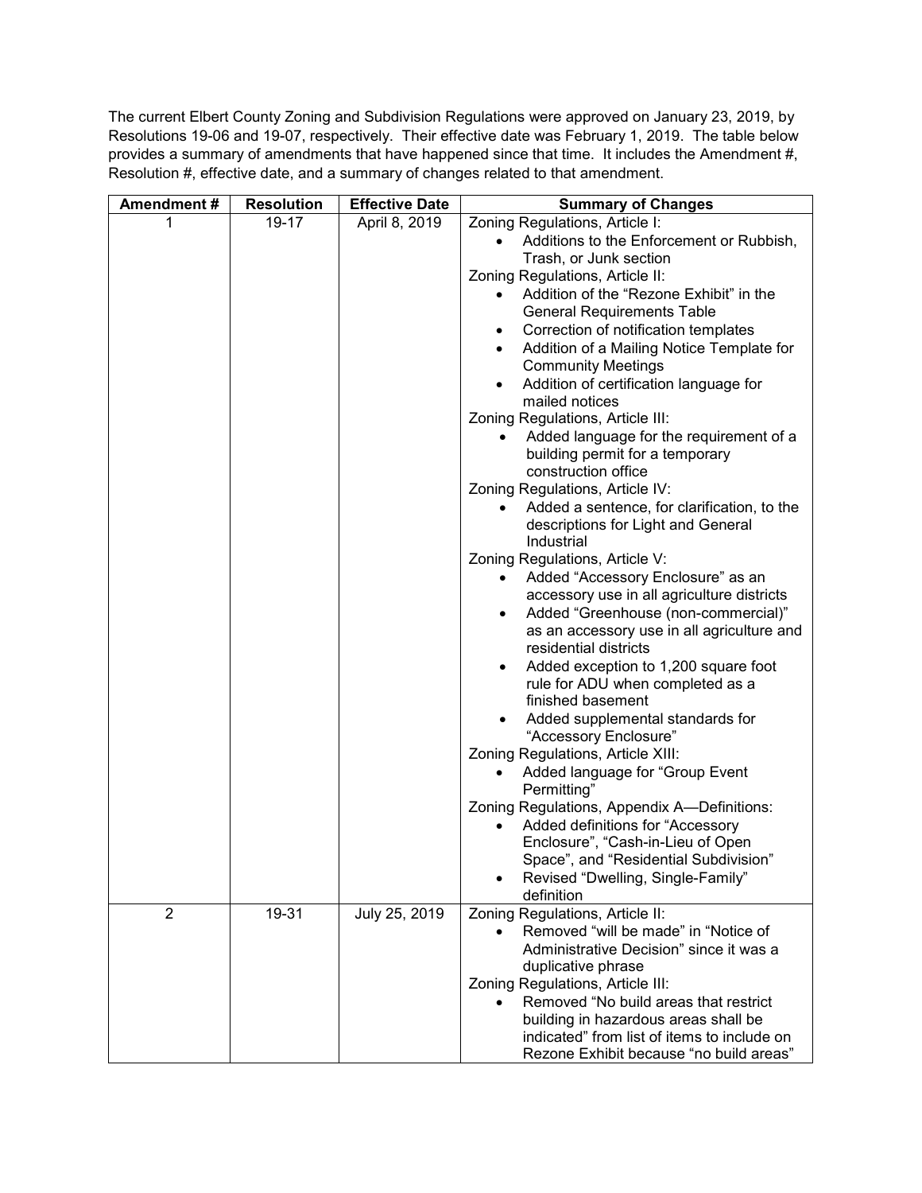The current Elbert County Zoning and Subdivision Regulations were approved on January 23, 2019, by Resolutions 19-06 and 19-07, respectively. Their effective date was February 1, 2019. The table below provides a summary of amendments that have happened since that time. It includes the Amendment #, Resolution #, effective date, and a summary of changes related to that amendment.

| Amendment # | Resolution | Effective Date | Summary of Changes |
|---|---|---|---|
| 1 | 19-17 | April 8, 2019 | Zoning Regulations, Article I:<br>• Additions to the Enforcement or Rubbish, Trash, or Junk section<br>Zoning Regulations, Article II:<br>• Addition of the "Rezone Exhibit" in the General Requirements Table<br>• Correction of notification templates<br>• Addition of a Mailing Notice Template for Community Meetings<br>• Addition of certification language for mailed notices<br>Zoning Regulations, Article III:<br>• Added language for the requirement of a building permit for a temporary construction office<br>Zoning Regulations, Article IV:<br>• Added a sentence, for clarification, to the descriptions for Light and General Industrial<br>Zoning Regulations, Article V:<br>• Added "Accessory Enclosure" as an accessory use in all agriculture districts<br>• Added "Greenhouse (non-commercial)" as an accessory use in all agriculture and residential districts<br>• Added exception to 1,200 square foot rule for ADU when completed as a finished basement<br>• Added supplemental standards for "Accessory Enclosure"<br>Zoning Regulations, Article XIII:<br>• Added language for "Group Event Permitting"<br>Zoning Regulations, Appendix A—Definitions:<br>• Added definitions for "Accessory Enclosure", "Cash-in-Lieu of Open Space", and "Residential Subdivision"<br>• Revised "Dwelling, Single-Family" definition |
| 2 | 19-31 | July 25, 2019 | Zoning Regulations, Article II:<br>• Removed "will be made" in "Notice of Administrative Decision" since it was a duplicative phrase<br>Zoning Regulations, Article III:<br>• Removed "No build areas that restrict building in hazardous areas shall be indicated" from list of items to include on Rezone Exhibit because "no build areas" |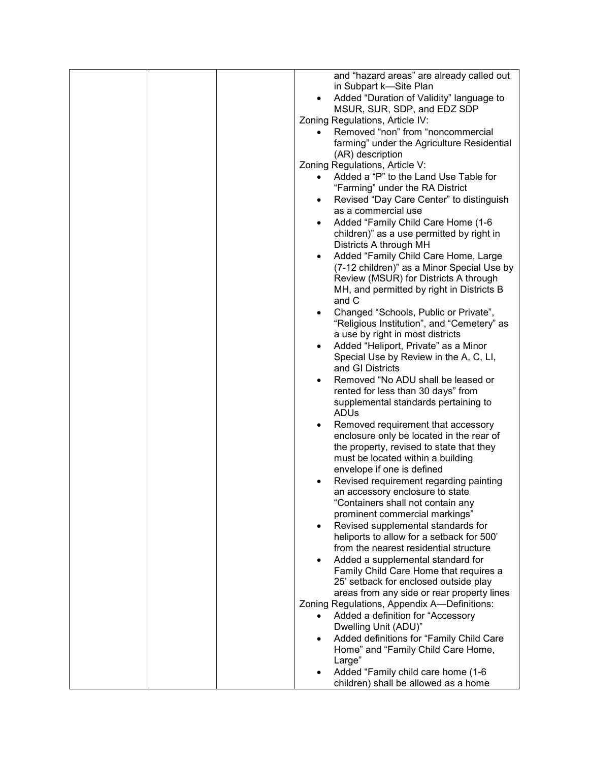| | | | |
|---|---|---|---|
| | | | and "hazard areas" are already called out in Subpart k—Site Plan<br>• Added "Duration of Validity" language to MSUR, SUR, SDP, and EDZ SDP<br>Zoning Regulations, Article IV:<br>• Removed "non" from "noncommercial farming" under the Agriculture Residential (AR) description<br>Zoning Regulations, Article V:<br>• Added a "P" to the Land Use Table for "Farming" under the RA District<br>• Revised "Day Care Center" to distinguish as a commercial use<br>• Added "Family Child Care Home (1-6 children)" as a use permitted by right in Districts A through MH<br>• Added "Family Child Care Home, Large (7-12 children)" as a Minor Special Use by Review (MSUR) for Districts A through MH, and permitted by right in Districts B and C<br>• Changed "Schools, Public or Private", "Religious Institution", and "Cemetery" as a use by right in most districts<br>• Added "Heliport, Private" as a Minor Special Use by Review in the A, C, LI, and GI Districts<br>• Removed "No ADU shall be leased or rented for less than 30 days" from supplemental standards pertaining to ADUs<br>• Removed requirement that accessory enclosure only be located in the rear of the property, revised to state that they must be located within a building envelope if one is defined<br>• Revised requirement regarding painting an accessory enclosure to state "Containers shall not contain any prominent commercial markings"<br>• Revised supplemental standards for heliports to allow for a setback for 500' from the nearest residential structure<br>• Added a supplemental standard for Family Child Care Home that requires a 25' setback for enclosed outside play areas from any side or rear property lines<br>Zoning Regulations, Appendix A—Definitions:<br>• Added a definition for "Accessory Dwelling Unit (ADU)"<br>• Added definitions for "Family Child Care Home" and "Family Child Care Home, Large"<br>• Added "Family child care home (1-6 children) shall be allowed as a home |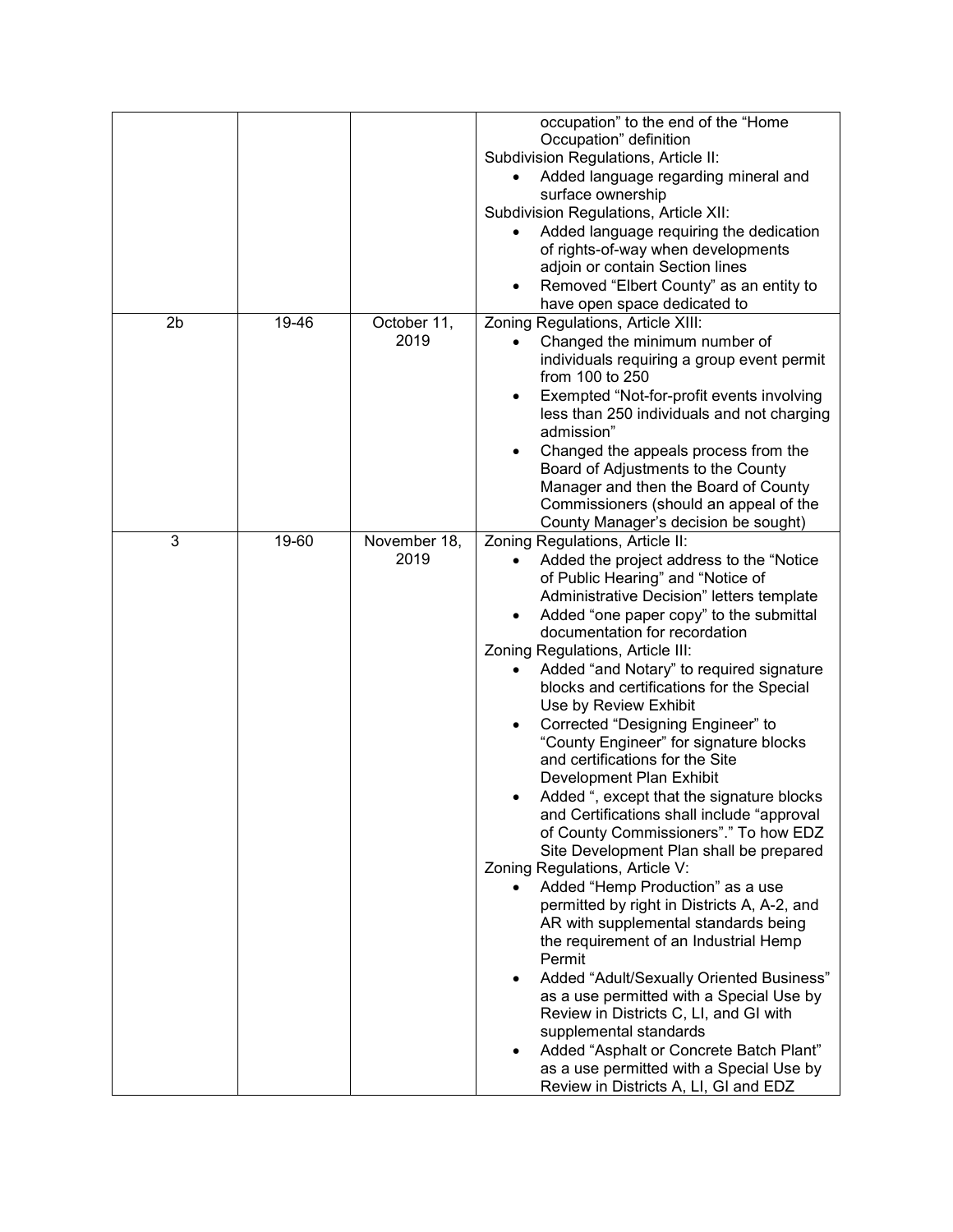| | | | |
|---|---|---|---|
| | | | occupation" to the end of the "Home Occupation" definition<br>Subdivision Regulations, Article II:<br>• Added language regarding mineral and surface ownership<br>Subdivision Regulations, Article XII:<br>• Added language requiring the dedication of rights-of-way when developments adjoin or contain Section lines<br>• Removed "Elbert County" as an entity to have open space dedicated to |
| 2b | 19-46 | October 11, 2019 | Zoning Regulations, Article XIII:<br>• Changed the minimum number of individuals requiring a group event permit from 100 to 250<br>• Exempted "Not-for-profit events involving less than 250 individuals and not charging admission"<br>• Changed the appeals process from the Board of Adjustments to the County Manager and then the Board of County Commissioners (should an appeal of the County Manager's decision be sought) |
| 3 | 19-60 | November 18, 2019 | Zoning Regulations, Article II:<br>• Added the project address to the "Notice of Public Hearing" and "Notice of Administrative Decision" letters template<br>• Added "one paper copy" to the submittal documentation for recordation<br>Zoning Regulations, Article III:<br>• Added "and Notary" to required signature blocks and certifications for the Special Use by Review Exhibit<br>• Corrected "Designing Engineer" to "County Engineer" for signature blocks and certifications for the Site Development Plan Exhibit<br>• Added ", except that the signature blocks and Certifications shall include "approval of County Commissioners"." To how EDZ Site Development Plan shall be prepared<br>Zoning Regulations, Article V:<br>• Added "Hemp Production" as a use permitted by right in Districts A, A-2, and AR with supplemental standards being the requirement of an Industrial Hemp Permit<br>• Added "Adult/Sexually Oriented Business" as a use permitted with a Special Use by Review in Districts C, LI, and GI with supplemental standards<br>• Added "Asphalt or Concrete Batch Plant" as a use permitted with a Special Use by Review in Districts A, LI, GI and EDZ |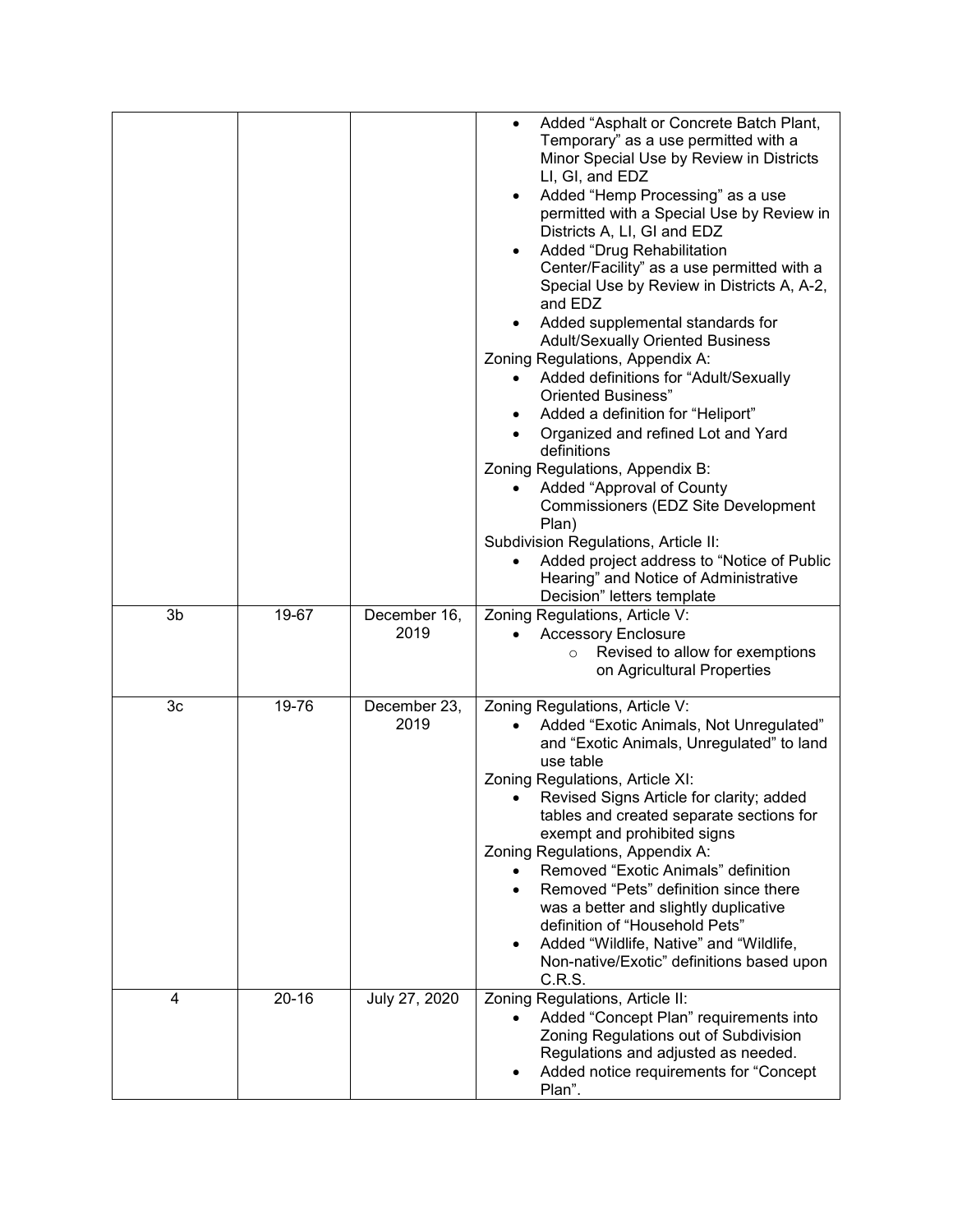| | | | |
|---|---|---|---|
| | | | • Added "Asphalt or Concrete Batch Plant, Temporary" as a use permitted with a Minor Special Use by Review in Districts LI, GI, and EDZ<br>• Added "Hemp Processing" as a use permitted with a Special Use by Review in Districts A, LI, GI and EDZ<br>• Added "Drug Rehabilitation Center/Facility" as a use permitted with a Special Use by Review in Districts A, A-2, and EDZ<br>• Added supplemental standards for Adult/Sexually Oriented Business<br>Zoning Regulations, Appendix A:<br>• Added definitions for "Adult/Sexually Oriented Business"<br>• Added a definition for "Heliport"<br>• Organized and refined Lot and Yard definitions<br>Zoning Regulations, Appendix B:<br>• Added "Approval of County Commissioners (EDZ Site Development Plan)<br>Subdivision Regulations, Article II:<br>• Added project address to "Notice of Public Hearing" and Notice of Administrative Decision" letters template |
| 3b | 19-67 | December 16, 2019 | Zoning Regulations, Article V:<br>• Accessory Enclosure<br>  ○ Revised to allow for exemptions on Agricultural Properties |
| 3c | 19-76 | December 23, 2019 | Zoning Regulations, Article V:<br>• Added "Exotic Animals, Not Unregulated" and "Exotic Animals, Unregulated" to land use table<br>Zoning Regulations, Article XI:<br>• Revised Signs Article for clarity; added tables and created separate sections for exempt and prohibited signs<br>Zoning Regulations, Appendix A:<br>• Removed "Exotic Animals" definition<br>• Removed "Pets" definition since there was a better and slightly duplicative definition of "Household Pets"<br>• Added "Wildlife, Native" and "Wildlife, Non-native/Exotic" definitions based upon C.R.S. |
| 4 | 20-16 | July 27, 2020 | Zoning Regulations, Article II:<br>• Added "Concept Plan" requirements into Zoning Regulations out of Subdivision Regulations and adjusted as needed.<br>• Added notice requirements for "Concept Plan". |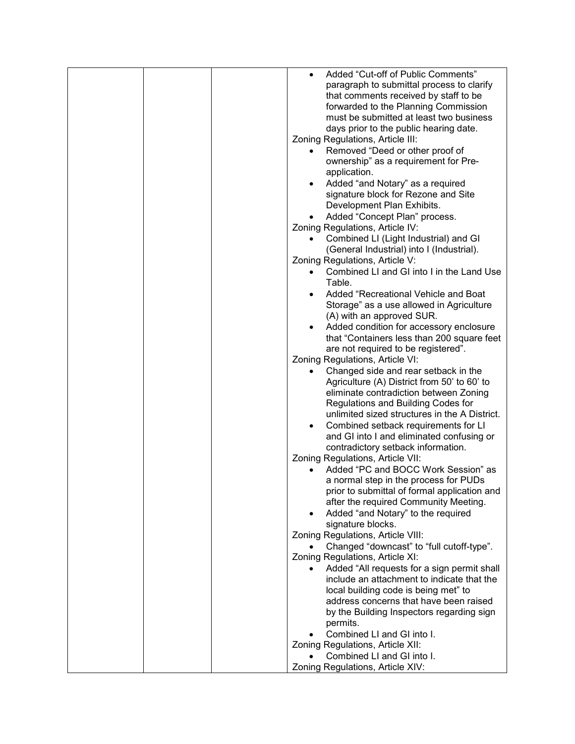| | | | • Added "Cut-off of Public Comments" paragraph to submittal process to clarify that comments received by staff to be forwarded to the Planning Commission must be submitted at least two business days prior to the public hearing date.<br>Zoning Regulations, Article III:<br>• Removed "Deed or other proof of ownership" as a requirement for Pre-application.<br>• Added "and Notary" as a required signature block for Rezone and Site Development Plan Exhibits.<br>• Added "Concept Plan" process.<br>Zoning Regulations, Article IV:<br>• Combined LI (Light Industrial) and GI (General Industrial) into I (Industrial).<br>Zoning Regulations, Article V:<br>• Combined LI and GI into I in the Land Use Table.<br>• Added "Recreational Vehicle and Boat Storage" as a use allowed in Agriculture (A) with an approved SUR.<br>• Added condition for accessory enclosure that "Containers less than 200 square feet are not required to be registered".<br>Zoning Regulations, Article VI:<br>• Changed side and rear setback in the Agriculture (A) District from 50' to 60' to eliminate contradiction between Zoning Regulations and Building Codes for unlimited sized structures in the A District.<br>• Combined setback requirements for LI and GI into I and eliminated confusing or contradictory setback information.<br>Zoning Regulations, Article VII:<br>• Added "PC and BOCC Work Session" as a normal step in the process for PUDs prior to submittal of formal application and after the required Community Meeting.<br>• Added "and Notary" to the required signature blocks.<br>Zoning Regulations, Article VIII:<br>• Changed "downcast" to "full cutoff-type".<br>Zoning Regulations, Article XI:<br>• Added "All requests for a sign permit shall include an attachment to indicate that the local building code is being met" to address concerns that have been raised by the Building Inspectors regarding sign permits.<br>• Combined LI and GI into I.<br>Zoning Regulations, Article XII:<br>• Combined LI and GI into I.<br>Zoning Regulations, Article XIV: |
|---|---|---|---|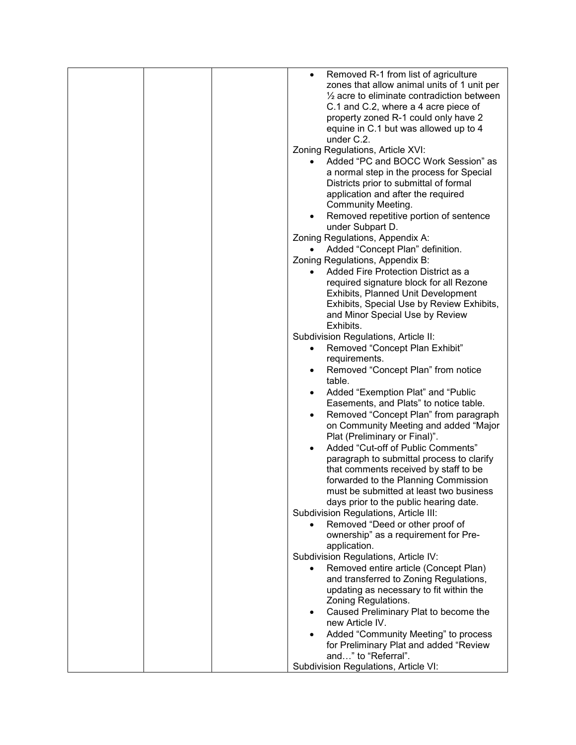| | | | • Removed R-1 from list of agriculture zones that allow animal units of 1 unit per ½ acre to eliminate contradiction between C.1 and C.2, where a 4 acre piece of property zoned R-1 could only have 2 equine in C.1 but was allowed up to 4 under C.2.<br>Zoning Regulations, Article XVI:<br>• Added "PC and BOCC Work Session" as a normal step in the process for Special Districts prior to submittal of formal application and after the required Community Meeting.<br>• Removed repetitive portion of sentence under Subpart D.<br>Zoning Regulations, Appendix A:<br>• Added "Concept Plan" definition.<br>Zoning Regulations, Appendix B:<br>• Added Fire Protection District as a required signature block for all Rezone Exhibits, Planned Unit Development Exhibits, Special Use by Review Exhibits, and Minor Special Use by Review Exhibits.<br>Subdivision Regulations, Article II:<br>• Removed "Concept Plan Exhibit" requirements.<br>• Removed "Concept Plan" from notice table.<br>• Added "Exemption Plat" and "Public Easements, and Plats" to notice table.<br>• Removed "Concept Plan" from paragraph on Community Meeting and added "Major Plat (Preliminary or Final)".<br>• Added "Cut-off of Public Comments" paragraph to submittal process to clarify that comments received by staff to be forwarded to the Planning Commission must be submitted at least two business days prior to the public hearing date.<br>Subdivision Regulations, Article III:<br>• Removed "Deed or other proof of ownership" as a requirement for Pre-application.<br>Subdivision Regulations, Article IV:<br>• Removed entire article (Concept Plan) and transferred to Zoning Regulations, updating as necessary to fit within the Zoning Regulations.<br>• Caused Preliminary Plat to become the new Article IV.<br>• Added "Community Meeting" to process for Preliminary Plat and added "Review and…" to "Referral".<br>Subdivision Regulations, Article VI: |
|---|---|---|---|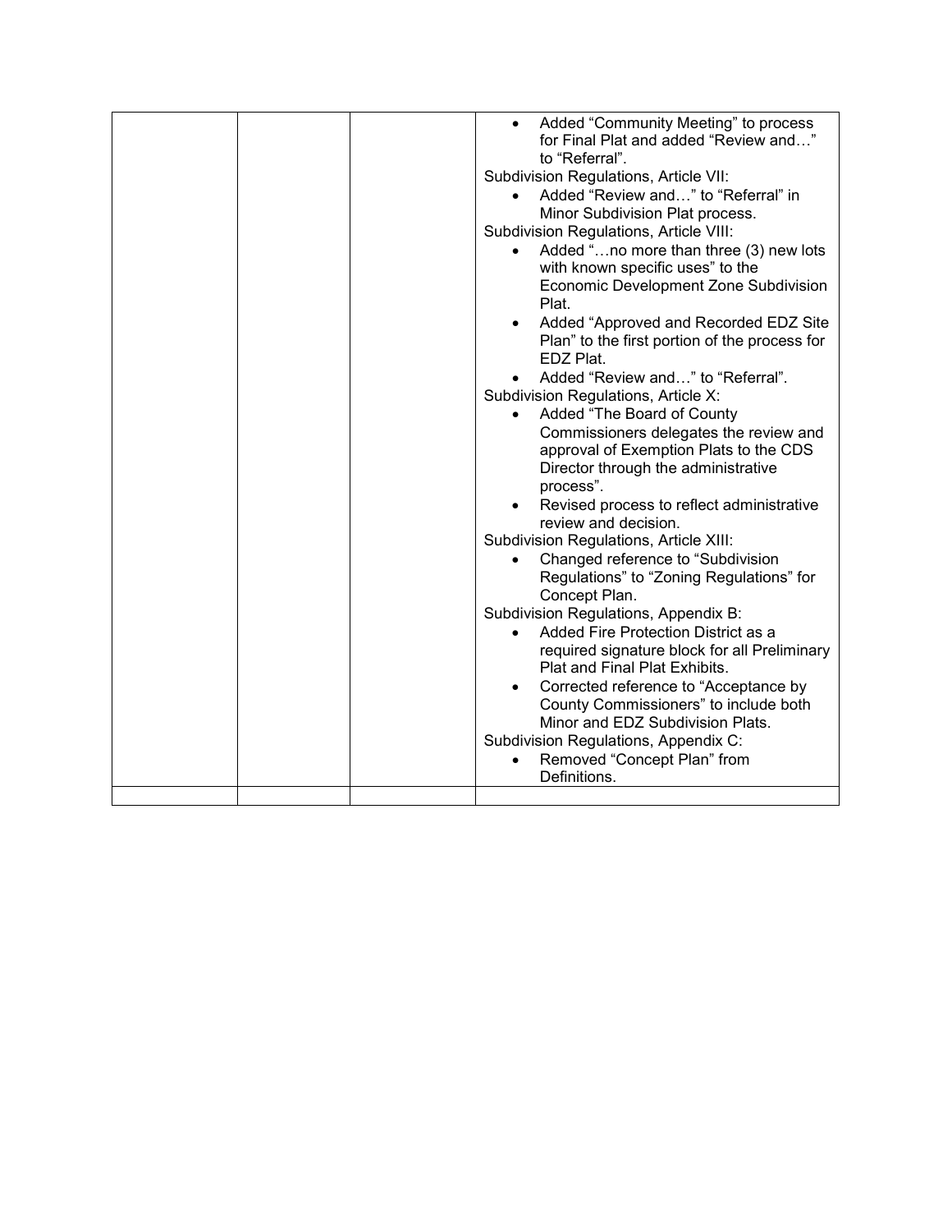| | | | |
|---|---|---|---|
| | | | • Added “Community Meeting” to process for Final Plat and added “Review and…” to “Referral”.<br>Subdivision Regulations, Article VII:<br>• Added “Review and…” to “Referral” in Minor Subdivision Plat process.<br>Subdivision Regulations, Article VIII:<br>• Added “…no more than three (3) new lots with known specific uses” to the Economic Development Zone Subdivision Plat.<br>• Added “Approved and Recorded EDZ Site Plan” to the first portion of the process for EDZ Plat.<br>• Added “Review and…” to “Referral”.<br>Subdivision Regulations, Article X:<br>• Added “The Board of County Commissioners delegates the review and approval of Exemption Plats to the CDS Director through the administrative process”.<br>• Revised process to reflect administrative review and decision.<br>Subdivision Regulations, Article XIII:<br>• Changed reference to “Subdivision Regulations” to “Zoning Regulations” for Concept Plan.<br>Subdivision Regulations, Appendix B:<br>• Added Fire Protection District as a required signature block for all Preliminary Plat and Final Plat Exhibits.<br>• Corrected reference to “Acceptance by County Commissioners” to include both Minor and EDZ Subdivision Plats.<br>Subdivision Regulations, Appendix C:<br>• Removed “Concept Plan” from Definitions. |
| | | | |